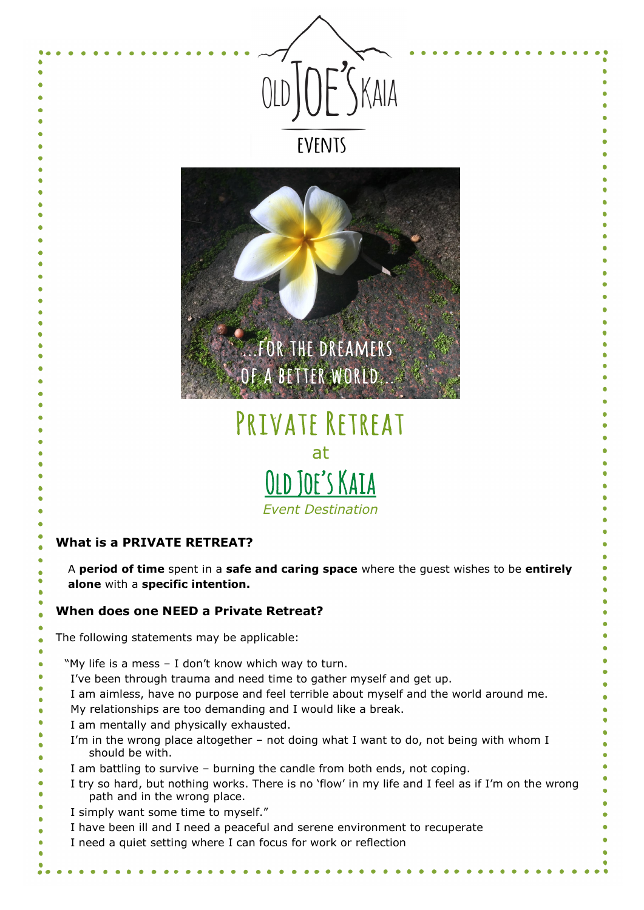OLD JOE'S KAIA

EVENTS

...FOR THE DREAMERS OF A BETTER WORLD...

# Private Retreat

at

# Old Joe's Kaia

*Event Destination*

### What is a PRIVATE RETREAT?

A **period of time** spent in a **safe and caring space** where the guest wishes to be **entirely alone** with a **specific intention.**

### When does one NEED a Private Retreat?

The following statements may be applicable:

"My life is a mess – I don't know which way to turn.
I've been through trauma and need time to gather myself and get up.
I am aimless, have no purpose and feel terrible about myself and the world around me.
My relationships are too demanding and I would like a break.
I am mentally and physically exhausted.
I'm in the wrong place altogether – not doing what I want to do, not being with whom I should be with.
I am battling to survive – burning the candle from both ends, not coping.
I try so hard, but nothing works. There is no 'flow' in my life and I feel as if I'm on the wrong path and in the wrong place.
I simply want some time to myself."
I have been ill and I need a peaceful and serene environment to recuperate
I need a quiet setting where I can focus for work or reflection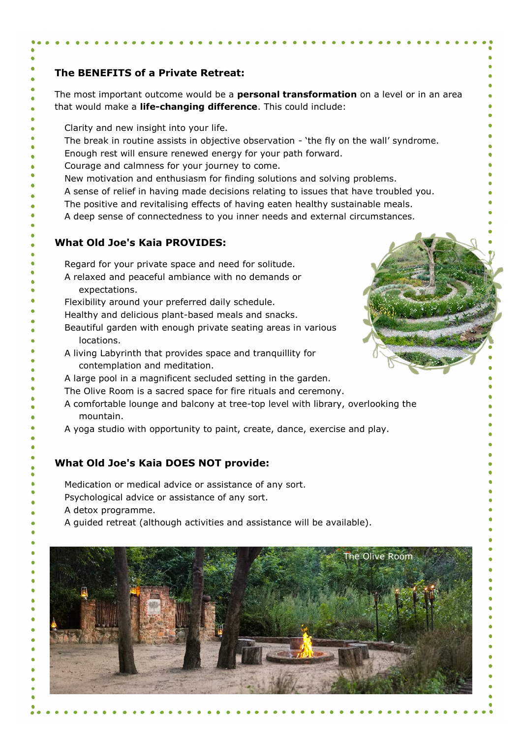**The BENEFITS of a Private Retreat:**

The most important outcome would be a **personal transformation** on a level or in an area that would make a **life-changing difference**. This could include:

- Clarity and new insight into your life.
- The break in routine assists in objective observation - 'the fly on the wall' syndrome.
- Enough rest will ensure renewed energy for your path forward.
- Courage and calmness for your journey to come.
- New motivation and enthusiasm for finding solutions and solving problems.
- A sense of relief in having made decisions relating to issues that have troubled you.
- The positive and revitalising effects of having eaten healthy sustainable meals.
- A deep sense of connectedness to you inner needs and external circumstances.

**What Old Joe's Kaia PROVIDES:**

- Regard for your private space and need for solitude.
- A relaxed and peaceful ambiance with no demands or expectations.
- Flexibility around your preferred daily schedule.
- Healthy and delicious plant-based meals and snacks.
- Beautiful garden with enough private seating areas in various locations.
- A living Labyrinth that provides space and tranquillity for contemplation and meditation.
- A large pool in a magnificent secluded setting in the garden.
- The Olive Room is a sacred space for fire rituals and ceremony.
- A comfortable lounge and balcony at tree-top level with library, overlooking the mountain.
- A yoga studio with opportunity to paint, create, dance, exercise and play.

**What Old Joe's Kaia DOES NOT provide:**

- Medication or medical advice or assistance of any sort.
- Psychological advice or assistance of any sort.
- A detox programme.
- A guided retreat (although activities and assistance will be available).

The Olive Room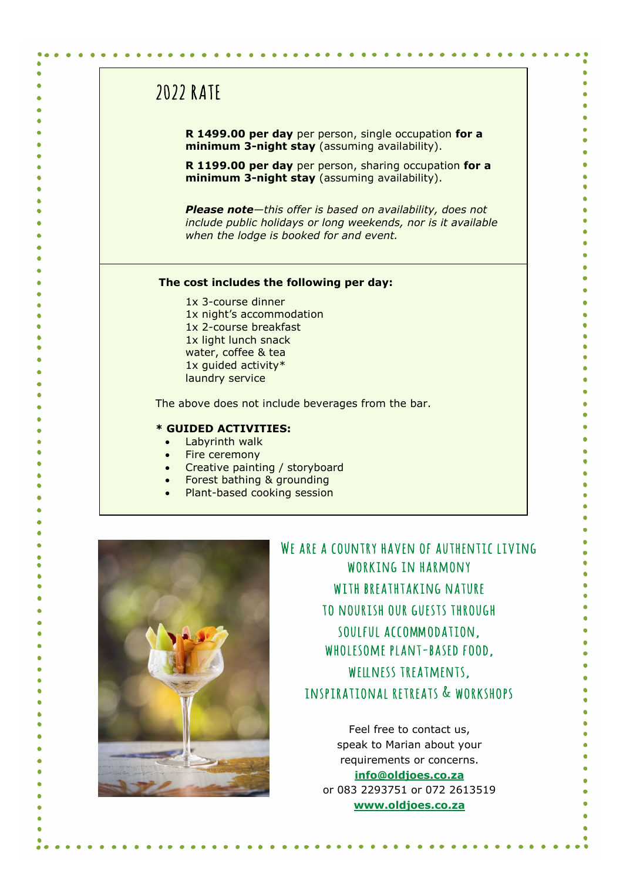# 2022 RATE

**R 1499.00 per day** per person, single occupation **for a minimum 3-night stay** (assuming availability).

**R 1199.00 per day** per person, sharing occupation **for a minimum 3-night stay** (assuming availability).

***Please note****—this offer is based on availability, does not include public holidays or long weekends, nor is it available when the lodge is booked for and event.*

**The cost includes the following per day:**

1x 3-course dinner
1x night's accommodation
1x 2-course breakfast
1x light lunch snack
water, coffee & tea
1x guided activity*
laundry service

The above does not include beverages from the bar.

**\* GUIDED ACTIVITIES:**

- Labyrinth walk
- Fire ceremony
- Creative painting / storyboard
- Forest bathing & grounding
- Plant-based cooking session

WE ARE A COUNTRY HAVEN OF AUTHENTIC LIVING
WORKING IN HARMONY
WITH BREATHTAKING NATURE
TO NOURISH OUR GUESTS THROUGH
SOULFUL ACCOMMODATION,
WHOLESOME PLANT-BASED FOOD,
WELLNESS TREATMENTS,
INSPIRATIONAL RETREATS & WORKSHOPS

Feel free to contact us,
speak to Marian about your
requirements or concerns.
**info@oldjoes.co.za**
or 083 2293751 or 072 2613519
**www.oldjoes.co.za**